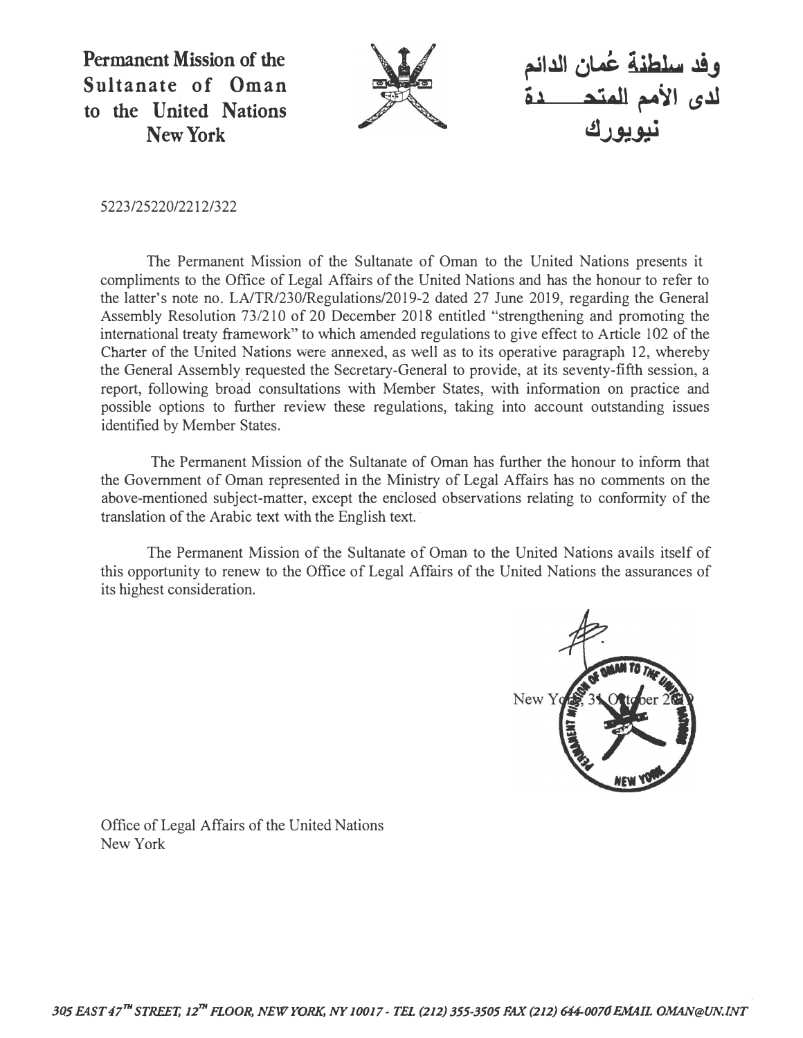**Permanent Mission of the Sultanate of Oman to the United Nations New York**

**وفد سلطنة عُمان الدائم لدى الأمم المتحـــــدة نيويورك**

5223/25220/2212/322

The Permanent Mission of the Sultanate of Oman to the United Nations presents it compliments to the Office of Legal Affairs of the United Nations and has the honour to refer to the latter's note no. LA/TR/230/Regulations/2019-2 dated 27 June 2019, regarding the General Assembly Resolution 73/210 of 20 December 2018 entitled "strengthening and promoting the international treaty framework" to which amended regulations to give effect to Article 102 of the Charter of the United Nations were annexed, as well as to its operative paragraph 12, whereby the General Assembly requested the Secretary-General to provide, at its seventy-fifth session, a report, following broad consultations with Member States, with information on practice and possible options to further review these regulations, taking into account outstanding issues identified by Member States.

The Permanent Mission of the Sultanate of Oman has further the honour to inform that the Government of Oman represented in the Ministry of Legal Affairs has no comments on the above-mentioned subject-matter, except the enclosed observations relating to conformity of the translation of the Arabic text with the English text.

The Permanent Mission of the Sultanate of Oman to the United Nations avails itself of this opportunity to renew to the Office of Legal Affairs of the United Nations the assurances of its highest consideration.

New York, 31 October 2019

Office of Legal Affairs of the United Nations
New York

*305 EAST 47TH STREET, 12TH FLOOR, NEW YORK, NY 10017 - TEL (212) 355-3505 FAX (212) 644-0070 EMAIL OMAN@UN.INT*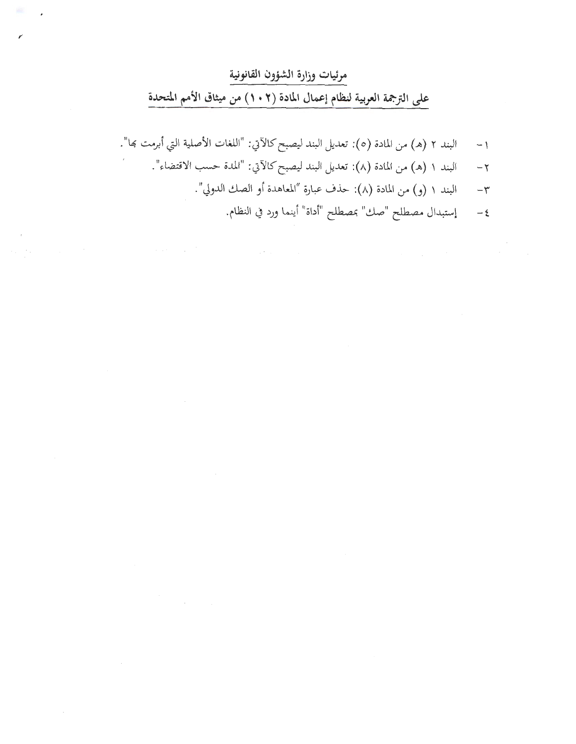## مرئيات وزارة الشؤون القانونية

## على الترجمة العربية لنظام إعمال المادة (١٠٢) من ميثاق الأمم المتحدة

١- البند ٢ (هـ) من المادة (٥): تعديل البند ليصبح كالآتي: "اللغات الأصلية التي أبرمت بها".

٢- البند ١ (هـ) من المادة (٨): تعديل البند ليصبح كالآتي: "المدة حسب الاقتضاء".

٣- البند ١ (و) من المادة (٨): حذف عبارة "المعاهدة أو الصك الدولي".

٤- إستبدال مصطلح "صك" بمصطلح "أداة" أينما ورد في النظام.